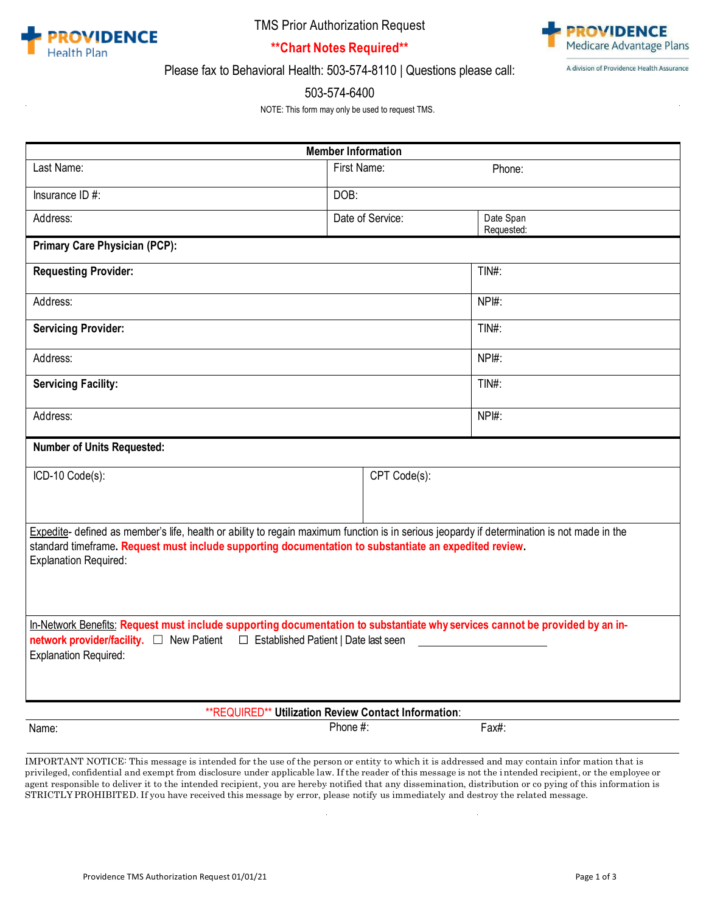PROVIDENCE Health Plan

# TMS Prior Authorization Request

**\*\*Chart Notes Required\*\***

PROVIDENCE Medicare Advantage Plans
A division of Providence Health Assurance

Please fax to Behavioral Health: 503-574-8110 | Questions please call: 503-574-6400

NOTE: This form may only be used to request TMS.

| **Member Information** | | |
|---|---|---|
| Last Name: | First Name: | Phone: |
| Insurance ID #: | DOB: | |
| Address: | Date of Service: | Date Span Requested: |

| | |
|---|---|
| **Primary Care Physician (PCP):** | |
| **Requesting Provider:** | TIN#: |
| Address: | NPI#: |
| **Servicing Provider:** | TIN#: |
| Address: | NPI#: |
| **Servicing Facility:** | TIN#: |
| Address: | NPI#: |

| | |
|---|---|
| **Number of Units Requested:** | |
| ICD-10 Code(s): | CPT Code(s): |

Expedite- defined as member's life, health or ability to regain maximum function is in serious jeopardy if determination is not made in the standard timeframe. **Request must include supporting documentation to substantiate an expedited review.**
Explanation Required:

In-Network Benefits: **Request must include supporting documentation to substantiate why services cannot be provided by an in-network provider/facility.** ☐ New Patient ☐ Established Patient | Date last seen \_\_\_\_\_\_\_\_\_\_\_\_\_\_\_\_
Explanation Required:

**\*\*REQUIRED\*\* Utilization Review Contact Information:**

| Name: | Phone #: | Fax#: |
|---|---|---|

IMPORTANT NOTICE: This message is intended for the use of the person or entity to which it is addressed and may contain infor mation that is privileged, confidential and exempt from disclosure under applicable law. If the reader of this message is not the intended recipient, or the employee or agent responsible to deliver it to the intended recipient, you are hereby notified that any dissemination, distribution or co pying of this information is STRICTLY PROHIBITED. If you have received this message by error, please notify us immediately and destroy the related message.

Providence TMS Authorization Request 01/01/21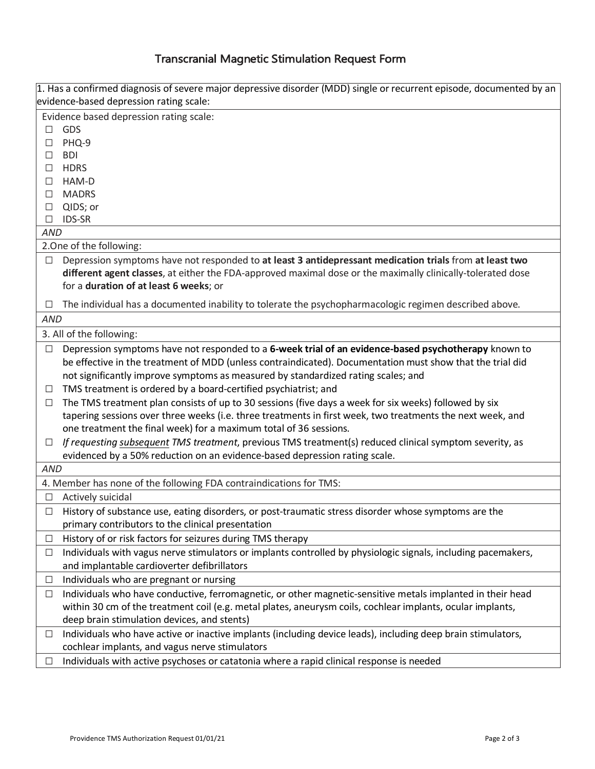# Transcranial Magnetic Stimulation Request Form

1. Has a confirmed diagnosis of severe major depressive disorder (MDD) single or recurrent episode, documented by an evidence-based depression rating scale:

Evidence based depression rating scale:

- ☐ GDS
- ☐ PHQ-9
- ☐ BDI
- ☐ HDRS
- ☐ HAM-D
- ☐ MADRS
- ☐ QIDS; or
- ☐ IDS-SR

*AND*

2.One of the following:

- ☐ Depression symptoms have not responded to **at least 3 antidepressant medication trials** from **at least two different agent classes**, at either the FDA-approved maximal dose or the maximally clinically-tolerated dose for a **duration of at least 6 weeks**; or
- ☐ The individual has a documented inability to tolerate the psychopharmacologic regimen described above.

*AND*

3. All of the following:

- ☐ Depression symptoms have not responded to a **6-week trial of an evidence-based psychotherapy** known to be effective in the treatment of MDD (unless contraindicated). Documentation must show that the trial did not significantly improve symptoms as measured by standardized rating scales; and
- ☐ TMS treatment is ordered by a board-certified psychiatrist; and
- ☐ The TMS treatment plan consists of up to 30 sessions (five days a week for six weeks) followed by six tapering sessions over three weeks (i.e. three treatments in first week, two treatments the next week, and one treatment the final week) for a maximum total of 36 sessions.
- ☐ *If requesting subsequent TMS treatment*, previous TMS treatment(s) reduced clinical symptom severity, as evidenced by a 50% reduction on an evidence-based depression rating scale.

*AND*

4. Member has none of the following FDA contraindications for TMS:

- ☐ Actively suicidal
- ☐ History of substance use, eating disorders, or post-traumatic stress disorder whose symptoms are the primary contributors to the clinical presentation
- ☐ History of or risk factors for seizures during TMS therapy
- ☐ Individuals with vagus nerve stimulators or implants controlled by physiologic signals, including pacemakers, and implantable cardioverter defibrillators
- ☐ Individuals who are pregnant or nursing
- ☐ Individuals who have conductive, ferromagnetic, or other magnetic-sensitive metals implanted in their head within 30 cm of the treatment coil (e.g. metal plates, aneurysm coils, cochlear implants, ocular implants, deep brain stimulation devices, and stents)
- ☐ Individuals who have active or inactive implants (including device leads), including deep brain stimulators, cochlear implants, and vagus nerve stimulators
- ☐ Individuals with active psychoses or catatonia where a rapid clinical response is needed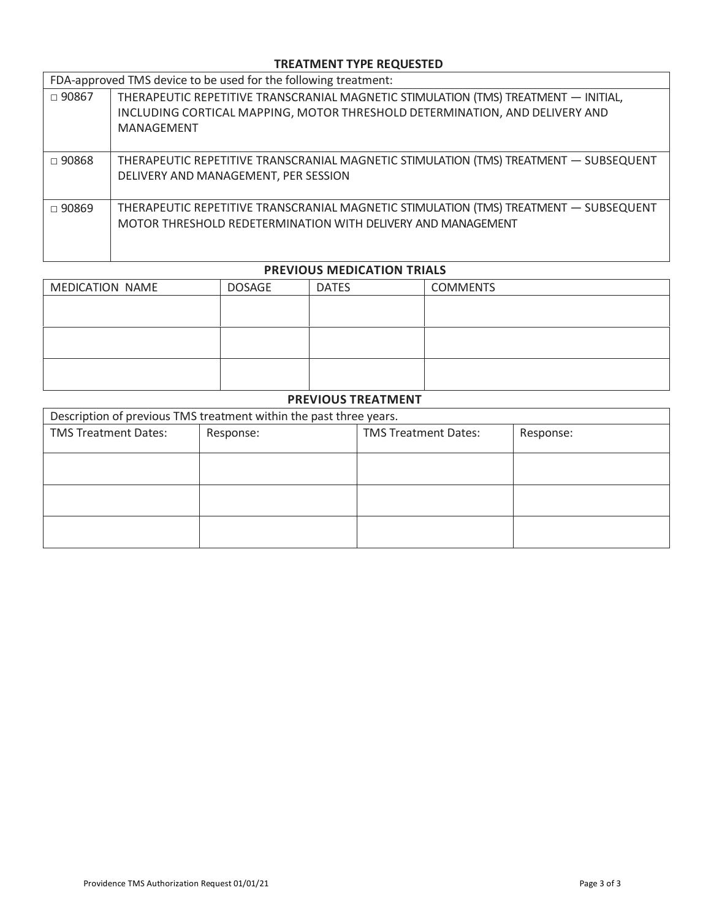## TREATMENT TYPE REQUESTED

| FDA-approved TMS device to be used for the following treatment: | |
|---|---|
| □ 90867 | THERAPEUTIC REPETITIVE TRANSCRANIAL MAGNETIC STIMULATION (TMS) TREATMENT — INITIAL, INCLUDING CORTICAL MAPPING, MOTOR THRESHOLD DETERMINATION, AND DELIVERY AND MANAGEMENT |
| □ 90868 | THERAPEUTIC REPETITIVE TRANSCRANIAL MAGNETIC STIMULATION (TMS) TREATMENT — SUBSEQUENT DELIVERY AND MANAGEMENT, PER SESSION |
| □ 90869 | THERAPEUTIC REPETITIVE TRANSCRANIAL MAGNETIC STIMULATION (TMS) TREATMENT — SUBSEQUENT MOTOR THRESHOLD REDETERMINATION WITH DELIVERY AND MANAGEMENT |

## PREVIOUS MEDICATION TRIALS

| MEDICATION NAME | DOSAGE | DATES | COMMENTS |
|---|---|---|---|
| | | | |
| | | | |
| | | | |

## PREVIOUS TREATMENT

| Description of previous TMS treatment within the past three years. | | | |
|---|---|---|---|
| TMS Treatment Dates: | Response: | TMS Treatment Dates: | Response: |
| | | | |
| | | | |
| | | | |